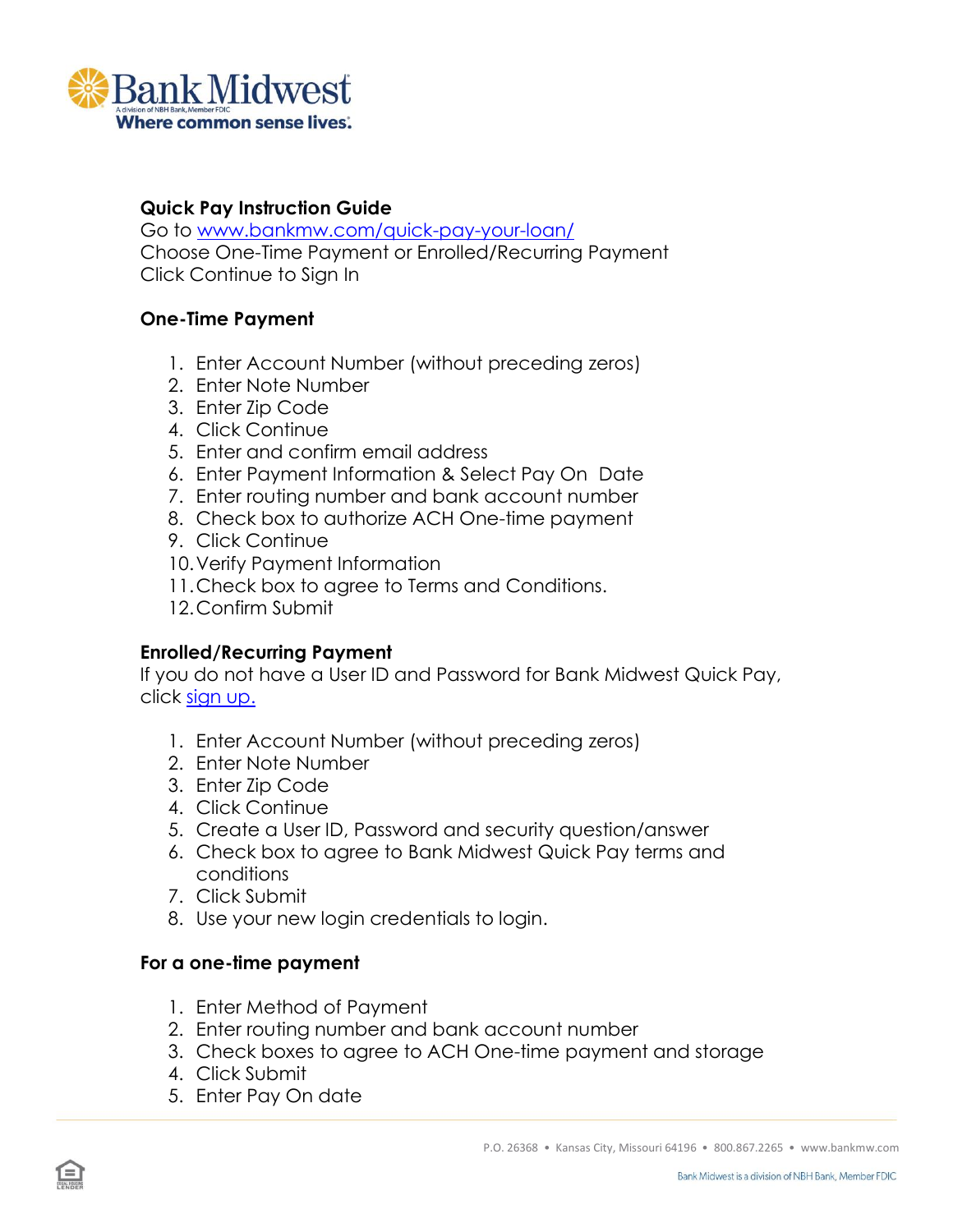Bank Midwest
A division of NBH Bank, Member FDIC
Where common sense lives.

**Quick Pay Instruction Guide**
Go to [www.bankmw.com/quick-pay-your-loan/](www.bankmw.com/quick-pay-your-loan/)
Choose One-Time Payment or Enrolled/Recurring Payment
Click Continue to Sign In

**One-Time Payment**

1. Enter Account Number (without preceding zeros)
2. Enter Note Number
3. Enter Zip Code
4. Click Continue
5. Enter and confirm email address
6. Enter Payment Information & Select Pay On Date
7. Enter routing number and bank account number
8. Check box to authorize ACH One-time payment
9. Click Continue
10. Verify Payment Information
11. Check box to agree to Terms and Conditions.
12. Confirm Submit

**Enrolled/Recurring Payment**
If you do not have a User ID and Password for Bank Midwest Quick Pay, click sign up.

1. Enter Account Number (without preceding zeros)
2. Enter Note Number
3. Enter Zip Code
4. Click Continue
5. Create a User ID, Password and security question/answer
6. Check box to agree to Bank Midwest Quick Pay terms and conditions
7. Click Submit
8. Use your new login credentials to login.

**For a one-time payment**

1. Enter Method of Payment
2. Enter routing number and bank account number
3. Check boxes to agree to ACH One-time payment and storage
4. Click Submit
5. Enter Pay On date

P.O. 26368 • Kansas City, Missouri 64196 • 800.867.2265 • www.bankmw.com

Bank Midwest is a division of NBH Bank, Member FDIC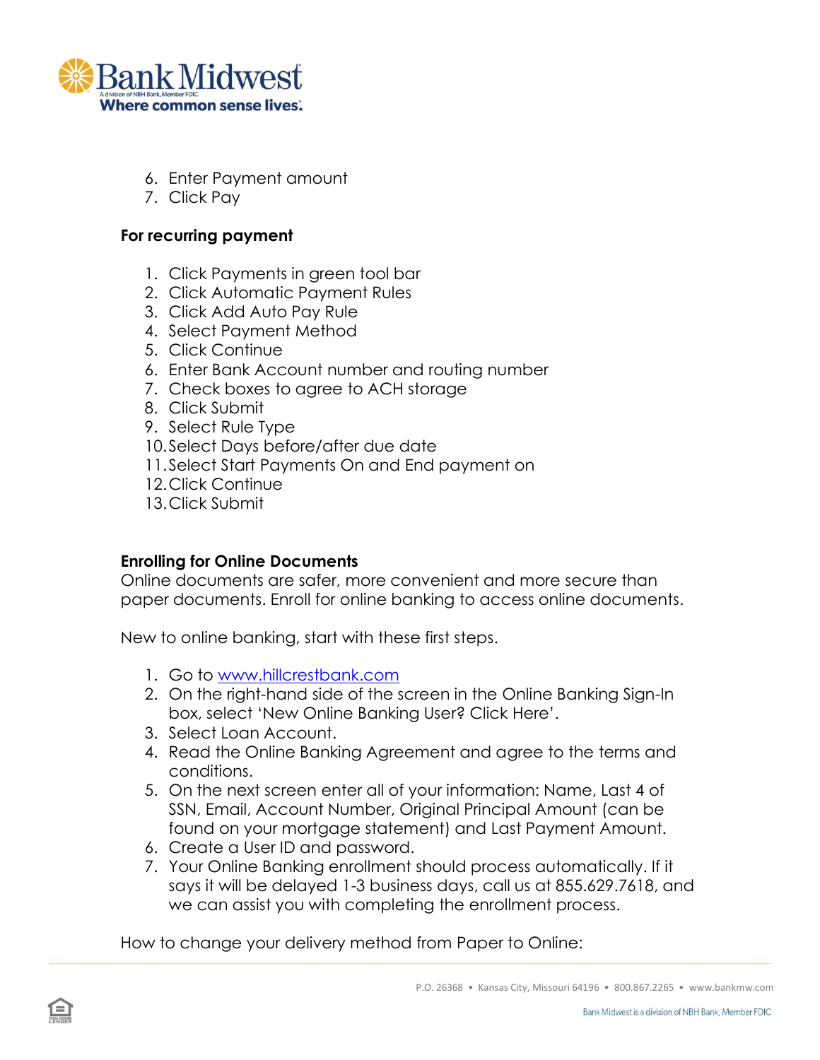6. Enter Payment amount
7. Click Pay

**For recurring payment**

1. Click Payments in green tool bar
2. Click Automatic Payment Rules
3. Click Add Auto Pay Rule
4. Select Payment Method
5. Click Continue
6. Enter Bank Account number and routing number
7. Check boxes to agree to ACH storage
8. Click Submit
9. Select Rule Type
10. Select Days before/after due date
11. Select Start Payments On and End payment on
12. Click Continue
13. Click Submit

**Enrolling for Online Documents**

Online documents are safer, more convenient and more secure than paper documents. Enroll for online banking to access online documents.

New to online banking, start with these first steps.

1. Go to [www.hillcrestbank.com](www.hillcrestbank.com)
2. On the right-hand side of the screen in the Online Banking Sign-In box, select 'New Online Banking User? Click Here'.
3. Select Loan Account.
4. Read the Online Banking Agreement and agree to the terms and conditions.
5. On the next screen enter all of your information: Name, Last 4 of SSN, Email, Account Number, Original Principal Amount (can be found on your mortgage statement) and Last Payment Amount.
6. Create a User ID and password.
7. Your Online Banking enrollment should process automatically. If it says it will be delayed 1-3 business days, call us at 855.629.7618, and we can assist you with completing the enrollment process.

How to change your delivery method from Paper to Online: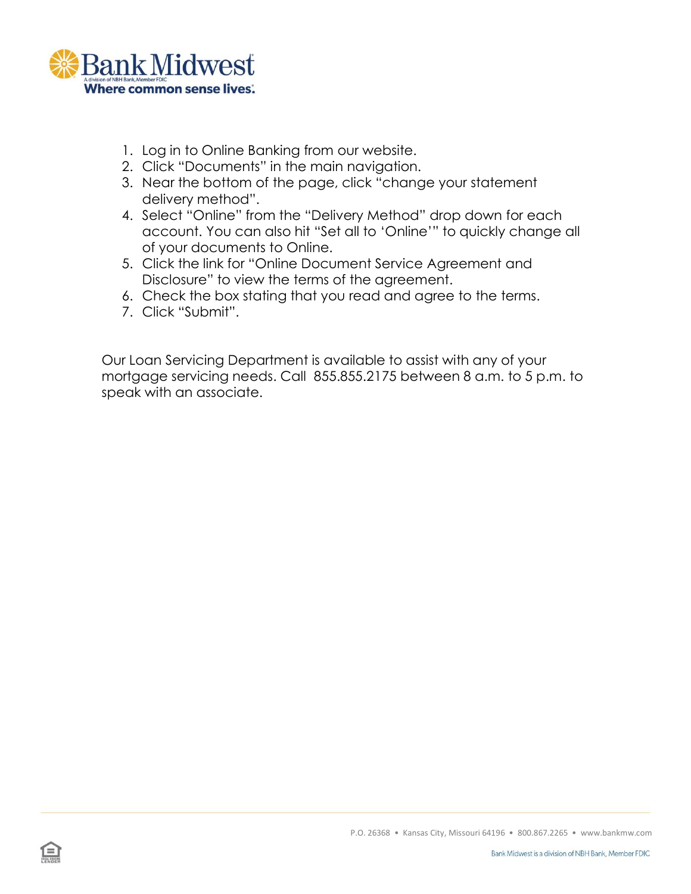Bank Midwest

A division of NBH Bank, Member FDIC

Where common sense lives.

1. Log in to Online Banking from our website.
2. Click "Documents" in the main navigation.
3. Near the bottom of the page, click "change your statement delivery method".
4. Select "Online" from the "Delivery Method" drop down for each account. You can also hit "Set all to 'Online'" to quickly change all of your documents to Online.
5. Click the link for "Online Document Service Agreement and Disclosure" to view the terms of the agreement.
6. Check the box stating that you read and agree to the terms.
7. Click "Submit".

Our Loan Servicing Department is available to assist with any of your mortgage servicing needs. Call 855.855.2175 between 8 a.m. to 5 p.m. to speak with an associate.

P.O. 26368 • Kansas City, Missouri 64196 • 800.867.2265 • www.bankmw.com

Bank Midwest is a division of NBH Bank, Member FDIC